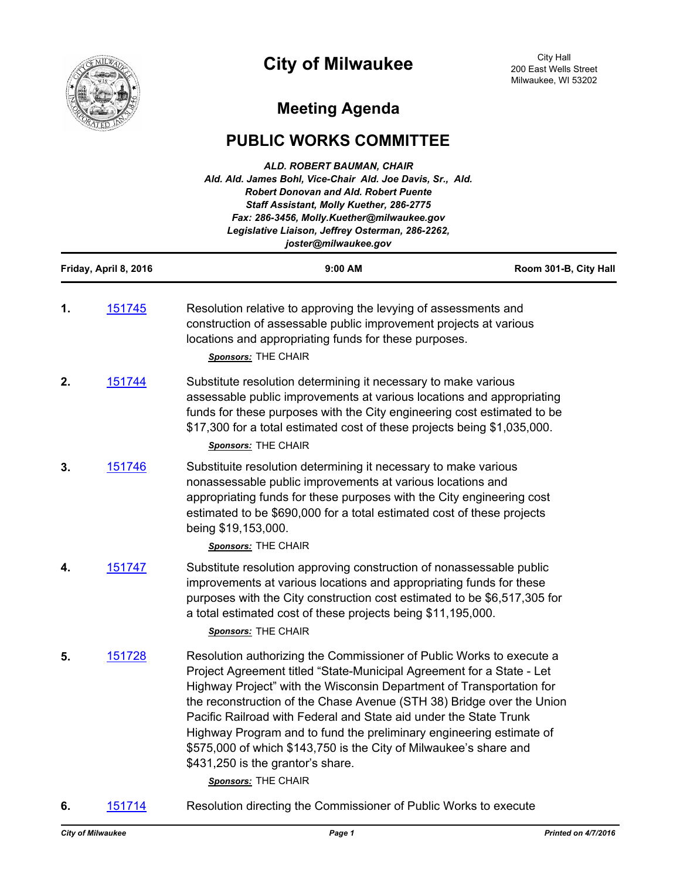# City of Milwaukee

City Hall
200 East Wells Street
Milwaukee, WI 53202

## Meeting Agenda

## PUBLIC WORKS COMMITTEE

***ALD. ROBERT BAUMAN, CHAIR***
***Ald. Ald. James Bohl, Vice-Chair Ald. Joe Davis, Sr., Ald. Robert Donovan and Ald. Robert Puente***
***Staff Assistant, Molly Kuether, 286-2775***
***Fax: 286-3456, Molly.Kuether@milwaukee.gov***
***Legislative Liaison, Jeffrey Osterman, 286-2262, joster@milwaukee.gov***

**Friday, April 8, 2016** | **9:00 AM** | **Room 301-B, City Hall**

**1.** 151745 — Resolution relative to approving the levying of assessments and construction of assessable public improvement projects at various locations and appropriating funds for these purposes.

*Sponsors:* THE CHAIR

**2.** 151744 — Substitute resolution determining it necessary to make various assessable public improvements at various locations and appropriating funds for these purposes with the City engineering cost estimated to be $17,300 for a total estimated cost of these projects being $1,035,000.

*Sponsors:* THE CHAIR

**3.** 151746 — Substituite resolution determining it necessary to make various nonassessable public improvements at various locations and appropriating funds for these purposes with the City engineering cost estimated to be $690,000 for a total estimated cost of these projects being $19,153,000.

*Sponsors:* THE CHAIR

**4.** 151747 — Substitute resolution approving construction of nonassessable public improvements at various locations and appropriating funds for these purposes with the City construction cost estimated to be $6,517,305 for a total estimated cost of these projects being $11,195,000.

*Sponsors:* THE CHAIR

**5.** 151728 — Resolution authorizing the Commissioner of Public Works to execute a Project Agreement titled "State-Municipal Agreement for a State - Let Highway Project" with the Wisconsin Department of Transportation for the reconstruction of the Chase Avenue (STH 38) Bridge over the Union Pacific Railroad with Federal and State aid under the State Trunk Highway Program and to fund the preliminary engineering estimate of $575,000 of which $143,750 is the City of Milwaukee's share and $431,250 is the grantor's share.

*Sponsors:* THE CHAIR

**6.** 151714 — Resolution directing the Commissioner of Public Works to execute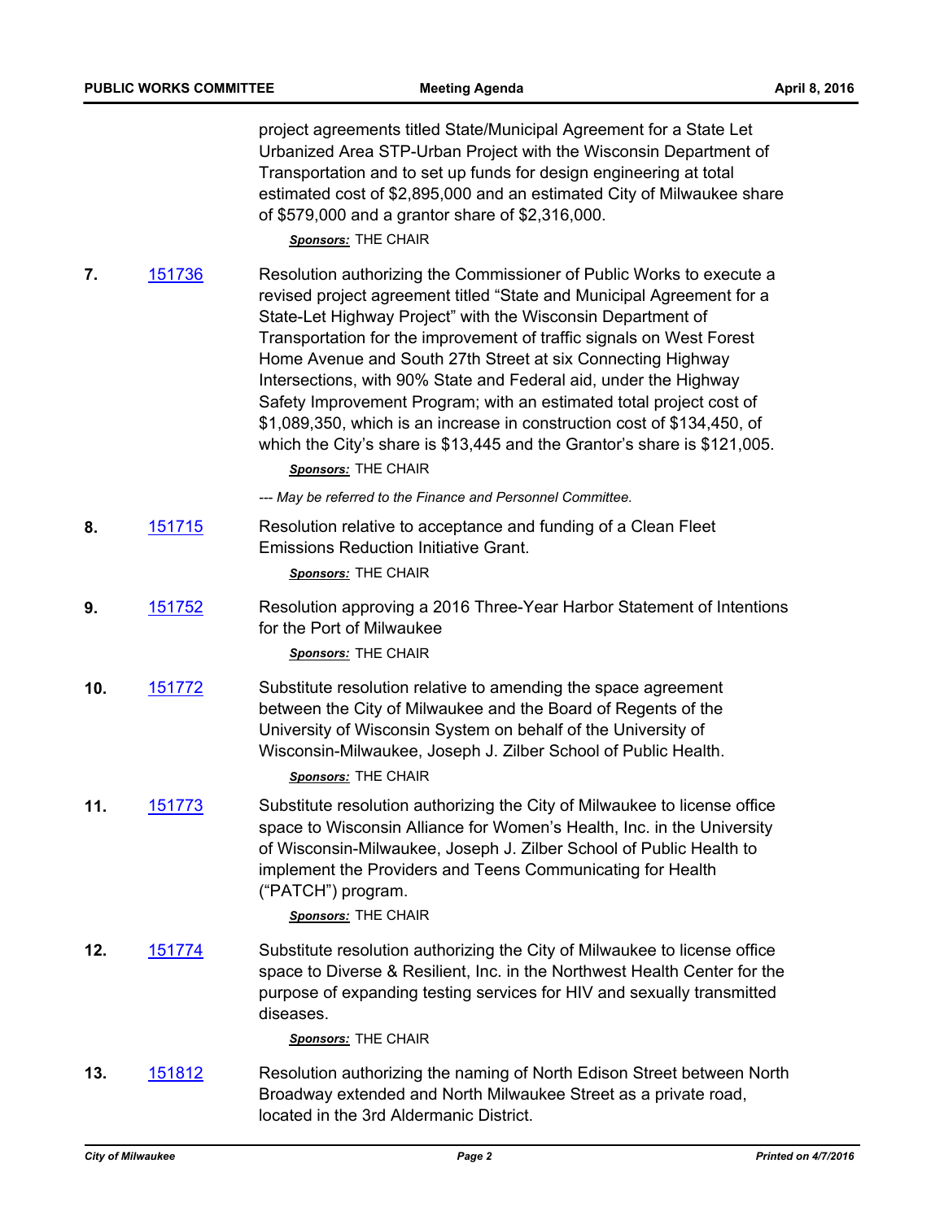project agreements titled State/Municipal Agreement for a State Let Urbanized Area STP-Urban Project with the Wisconsin Department of Transportation and to set up funds for design engineering at total estimated cost of $2,895,000 and an estimated City of Milwaukee share of $579,000 and a grantor share of $2,316,000.

***Sponsors:*** THE CHAIR

**7.** [151736] Resolution authorizing the Commissioner of Public Works to execute a revised project agreement titled "State and Municipal Agreement for a State-Let Highway Project" with the Wisconsin Department of Transportation for the improvement of traffic signals on West Forest Home Avenue and South 27th Street at six Connecting Highway Intersections, with 90% State and Federal aid, under the Highway Safety Improvement Program; with an estimated total project cost of $1,089,350, which is an increase in construction cost of $134,450, of which the City's share is $13,445 and the Grantor's share is $121,005.

***Sponsors:*** THE CHAIR

*--- May be referred to the Finance and Personnel Committee.*

**8.** [151715] Resolution relative to acceptance and funding of a Clean Fleet Emissions Reduction Initiative Grant.

***Sponsors:*** THE CHAIR

**9.** [151752] Resolution approving a 2016 Three-Year Harbor Statement of Intentions for the Port of Milwaukee

***Sponsors:*** THE CHAIR

**10.** [151772] Substitute resolution relative to amending the space agreement between the City of Milwaukee and the Board of Regents of the University of Wisconsin System on behalf of the University of Wisconsin-Milwaukee, Joseph J. Zilber School of Public Health.

***Sponsors:*** THE CHAIR

**11.** [151773] Substitute resolution authorizing the City of Milwaukee to license office space to Wisconsin Alliance for Women's Health, Inc. in the University of Wisconsin-Milwaukee, Joseph J. Zilber School of Public Health to implement the Providers and Teens Communicating for Health ("PATCH") program.

***Sponsors:*** THE CHAIR

**12.** [151774] Substitute resolution authorizing the City of Milwaukee to license office space to Diverse & Resilient, Inc. in the Northwest Health Center for the purpose of expanding testing services for HIV and sexually transmitted diseases.

***Sponsors:*** THE CHAIR

**13.** [151812] Resolution authorizing the naming of North Edison Street between North Broadway extended and North Milwaukee Street as a private road, located in the 3rd Aldermanic District.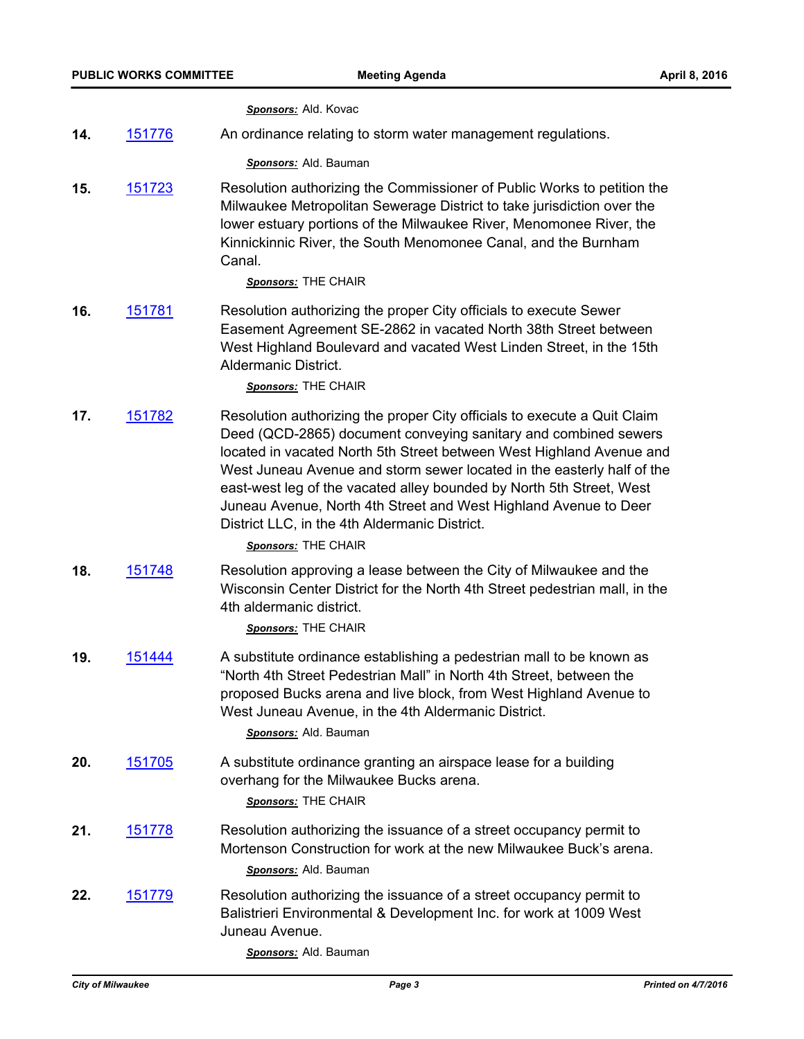*Sponsors:* Ald. Kovac

14. 151776 An ordinance relating to storm water management regulations.

    *Sponsors:* Ald. Bauman

15. 151723 Resolution authorizing the Commissioner of Public Works to petition the Milwaukee Metropolitan Sewerage District to take jurisdiction over the lower estuary portions of the Milwaukee River, Menomonee River, the Kinnickinnic River, the South Menomonee Canal, and the Burnham Canal.

    *Sponsors:* THE CHAIR

16. 151781 Resolution authorizing the proper City officials to execute Sewer Easement Agreement SE-2862 in vacated North 38th Street between West Highland Boulevard and vacated West Linden Street, in the 15th Aldermanic District.

    *Sponsors:* THE CHAIR

17. 151782 Resolution authorizing the proper City officials to execute a Quit Claim Deed (QCD-2865) document conveying sanitary and combined sewers located in vacated North 5th Street between West Highland Avenue and West Juneau Avenue and storm sewer located in the easterly half of the east-west leg of the vacated alley bounded by North 5th Street, West Juneau Avenue, North 4th Street and West Highland Avenue to Deer District LLC, in the 4th Aldermanic District.

    *Sponsors:* THE CHAIR

18. 151748 Resolution approving a lease between the City of Milwaukee and the Wisconsin Center District for the North 4th Street pedestrian mall, in the 4th aldermanic district.

    *Sponsors:* THE CHAIR

19. 151444 A substitute ordinance establishing a pedestrian mall to be known as "North 4th Street Pedestrian Mall" in North 4th Street, between the proposed Bucks arena and live block, from West Highland Avenue to West Juneau Avenue, in the 4th Aldermanic District.

    *Sponsors:* Ald. Bauman

20. 151705 A substitute ordinance granting an airspace lease for a building overhang for the Milwaukee Bucks arena.

    *Sponsors:* THE CHAIR

21. 151778 Resolution authorizing the issuance of a street occupancy permit to Mortenson Construction for work at the new Milwaukee Buck's arena.

    *Sponsors:* Ald. Bauman

22. 151779 Resolution authorizing the issuance of a street occupancy permit to Balistrieri Environmental & Development Inc. for work at 1009 West Juneau Avenue.

    *Sponsors:* Ald. Bauman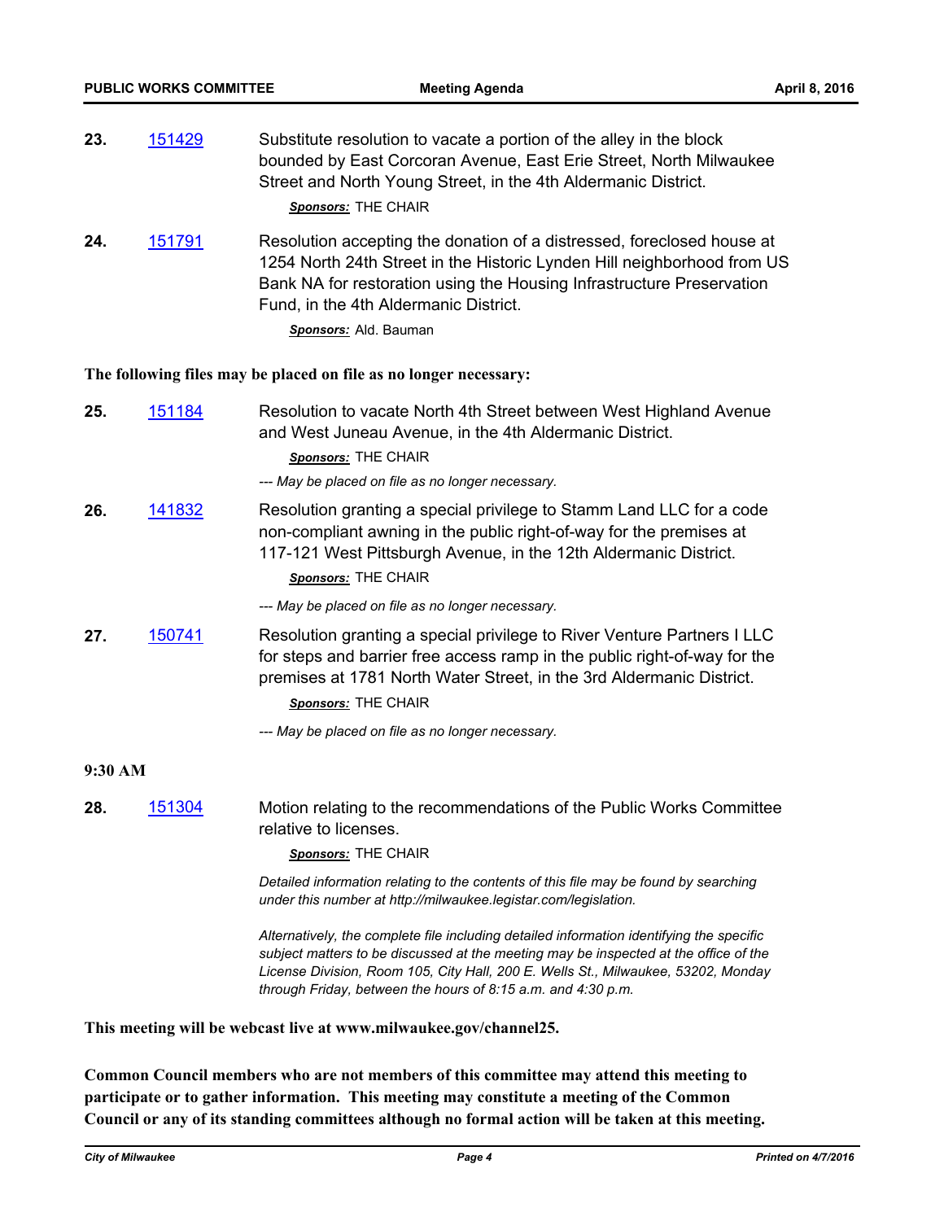23. [151429] Substitute resolution to vacate a portion of the alley in the block bounded by East Corcoran Avenue, East Erie Street, North Milwaukee Street and North Young Street, in the 4th Aldermanic District.

    ***Sponsors:*** THE CHAIR

24. [151791] Resolution accepting the donation of a distressed, foreclosed house at 1254 North 24th Street in the Historic Lynden Hill neighborhood from US Bank NA for restoration using the Housing Infrastructure Preservation Fund, in the 4th Aldermanic District.

    ***Sponsors:*** Ald. Bauman

**The following files may be placed on file as no longer necessary:**

25. [151184] Resolution to vacate North 4th Street between West Highland Avenue and West Juneau Avenue, in the 4th Aldermanic District.

    ***Sponsors:*** THE CHAIR

    *--- May be placed on file as no longer necessary.*

26. [141832] Resolution granting a special privilege to Stamm Land LLC for a code non-compliant awning in the public right-of-way for the premises at 117-121 West Pittsburgh Avenue, in the 12th Aldermanic District.

    ***Sponsors:*** THE CHAIR

    *--- May be placed on file as no longer necessary.*

27. [150741] Resolution granting a special privilege to River Venture Partners I LLC for steps and barrier free access ramp in the public right-of-way for the premises at 1781 North Water Street, in the 3rd Aldermanic District.

    ***Sponsors:*** THE CHAIR

    *--- May be placed on file as no longer necessary.*

**9:30 AM**

28. [151304] Motion relating to the recommendations of the Public Works Committee relative to licenses.

    ***Sponsors:*** THE CHAIR

    *Detailed information relating to the contents of this file may be found by searching under this number at http://milwaukee.legistar.com/legislation.*

    *Alternatively, the complete file including detailed information identifying the specific subject matters to be discussed at the meeting may be inspected at the office of the License Division, Room 105, City Hall, 200 E. Wells St., Milwaukee, 53202, Monday through Friday, between the hours of 8:15 a.m. and 4:30 p.m.*

**This meeting will be webcast live at www.milwaukee.gov/channel25.**

**Common Council members who are not members of this committee may attend this meeting to participate or to gather information. This meeting may constitute a meeting of the Common Council or any of its standing committees although no formal action will be taken at this meeting.**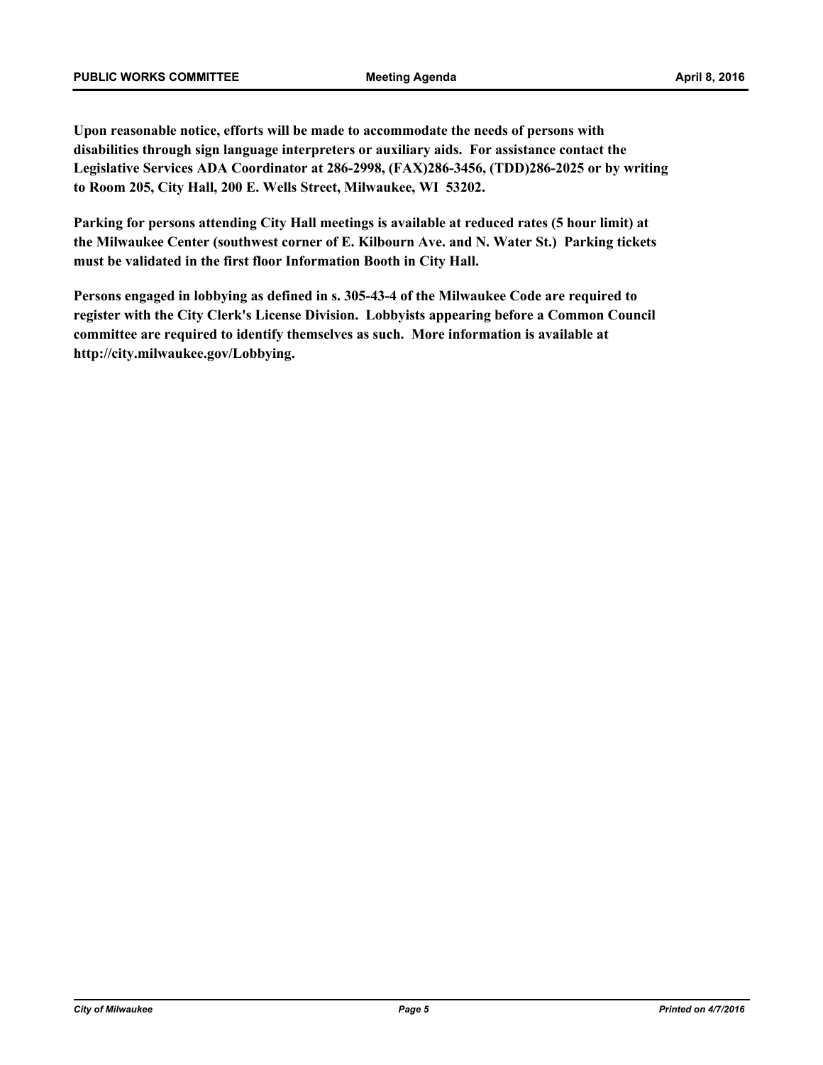**Upon reasonable notice, efforts will be made to accommodate the needs of persons with disabilities through sign language interpreters or auxiliary aids. For assistance contact the Legislative Services ADA Coordinator at 286-2998, (FAX)286-3456, (TDD)286-2025 or by writing to Room 205, City Hall, 200 E. Wells Street, Milwaukee, WI 53202.**

**Parking for persons attending City Hall meetings is available at reduced rates (5 hour limit) at the Milwaukee Center (southwest corner of E. Kilbourn Ave. and N. Water St.) Parking tickets must be validated in the first floor Information Booth in City Hall.**

**Persons engaged in lobbying as defined in s. 305-43-4 of the Milwaukee Code are required to register with the City Clerk's License Division. Lobbyists appearing before a Common Council committee are required to identify themselves as such. More information is available at http://city.milwaukee.gov/Lobbying.**